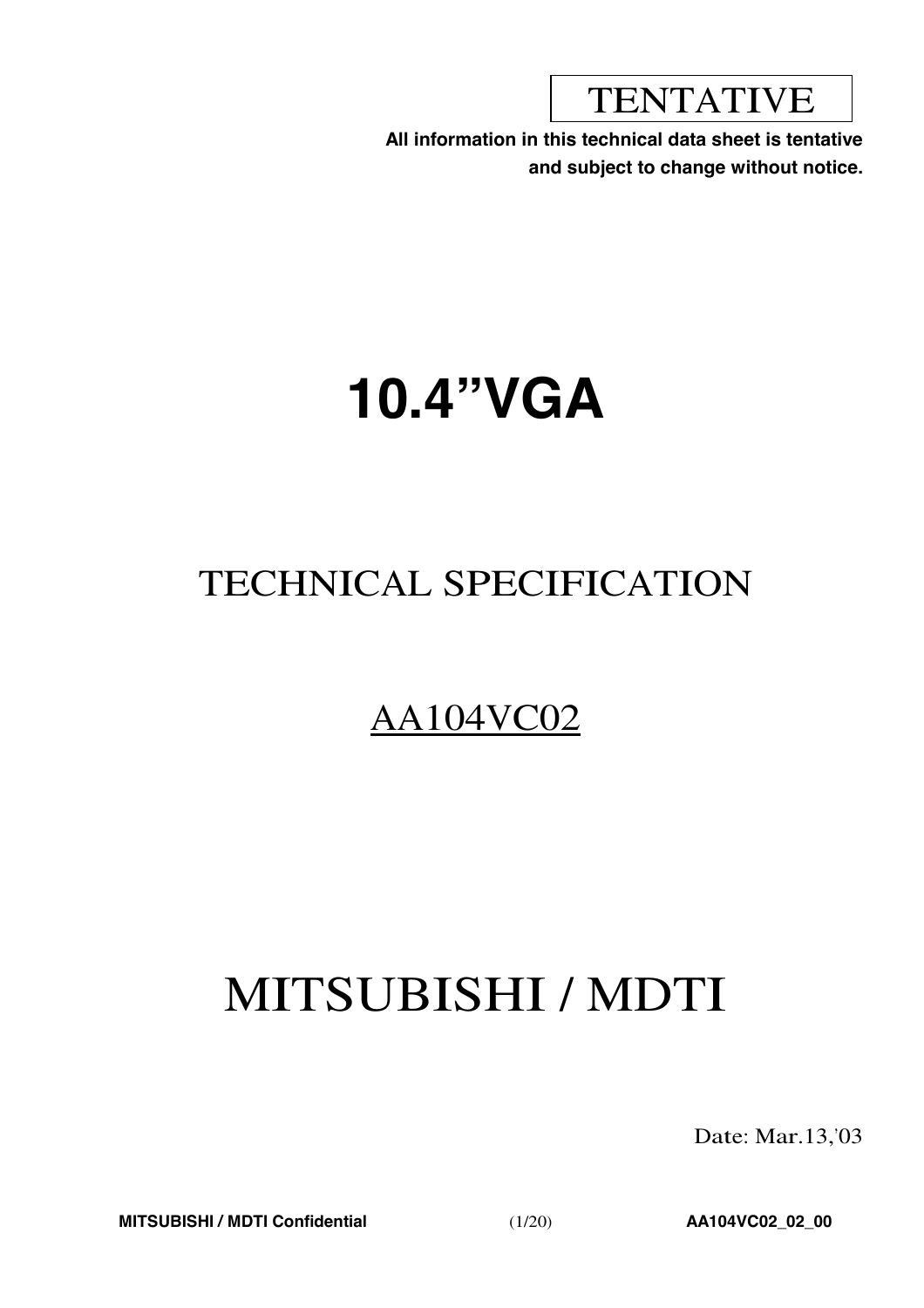TENTATIVE

**All information in this technical data sheet is tentative and subject to change without notice.**

# 10.4”VGA

## TECHNICAL SPECIFICATION

## AA104VC02

# MITSUBISHI / MDTI

Date: Mar.13,’03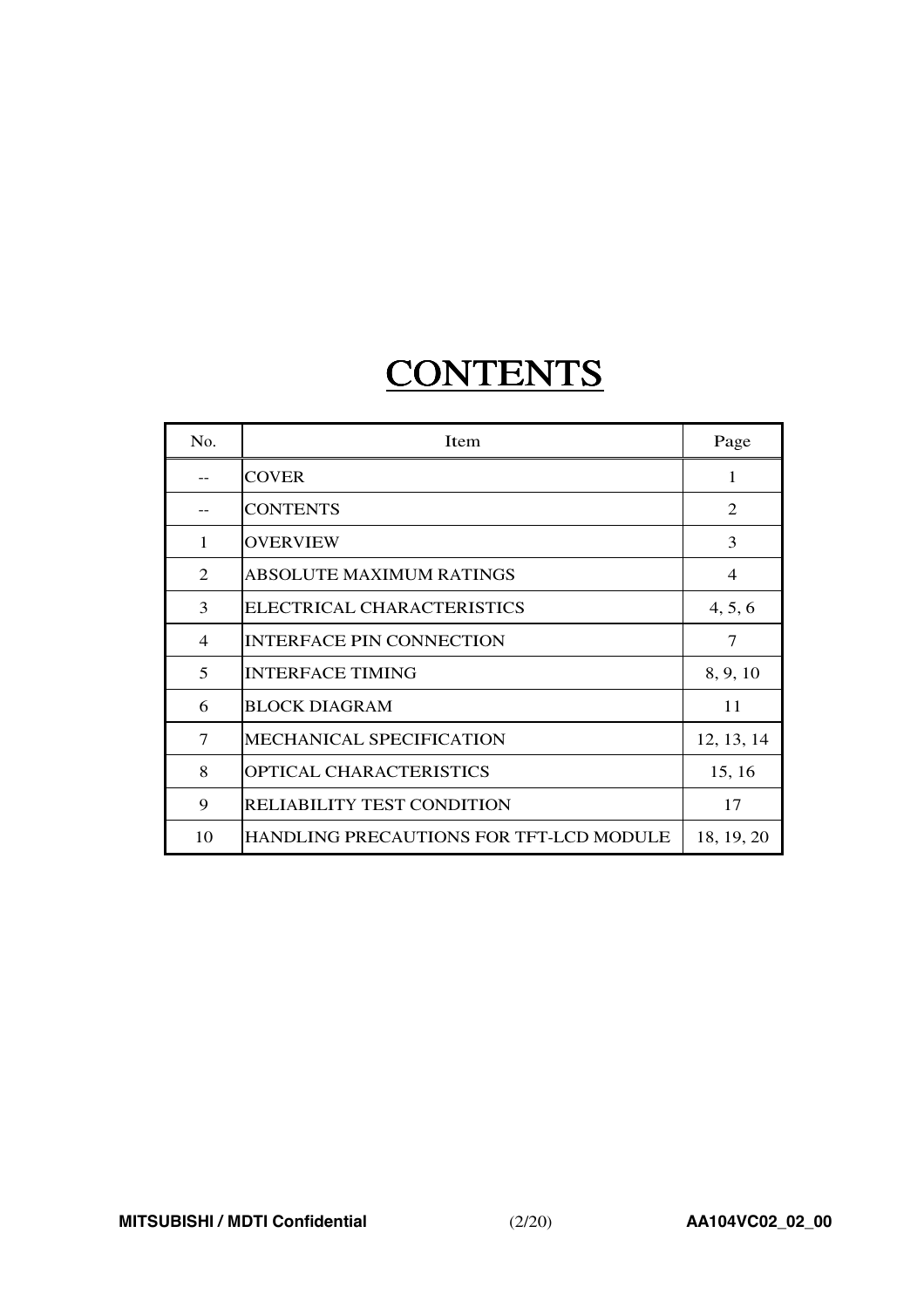# CONTENTS

| No. | Item | Page |
|---|---|---|
| -- | COVER | 1 |
| -- | CONTENTS | 2 |
| 1 | OVERVIEW | 3 |
| 2 | ABSOLUTE MAXIMUM RATINGS | 4 |
| 3 | ELECTRICAL CHARACTERISTICS | 4, 5, 6 |
| 4 | INTERFACE PIN CONNECTION | 7 |
| 5 | INTERFACE TIMING | 8, 9, 10 |
| 6 | BLOCK DIAGRAM | 11 |
| 7 | MECHANICAL SPECIFICATION | 12, 13, 14 |
| 8 | OPTICAL CHARACTERISTICS | 15, 16 |
| 9 | RELIABILITY TEST CONDITION | 17 |
| 10 | HANDLING PRECAUTIONS FOR TFT-LCD MODULE | 18, 19, 20 |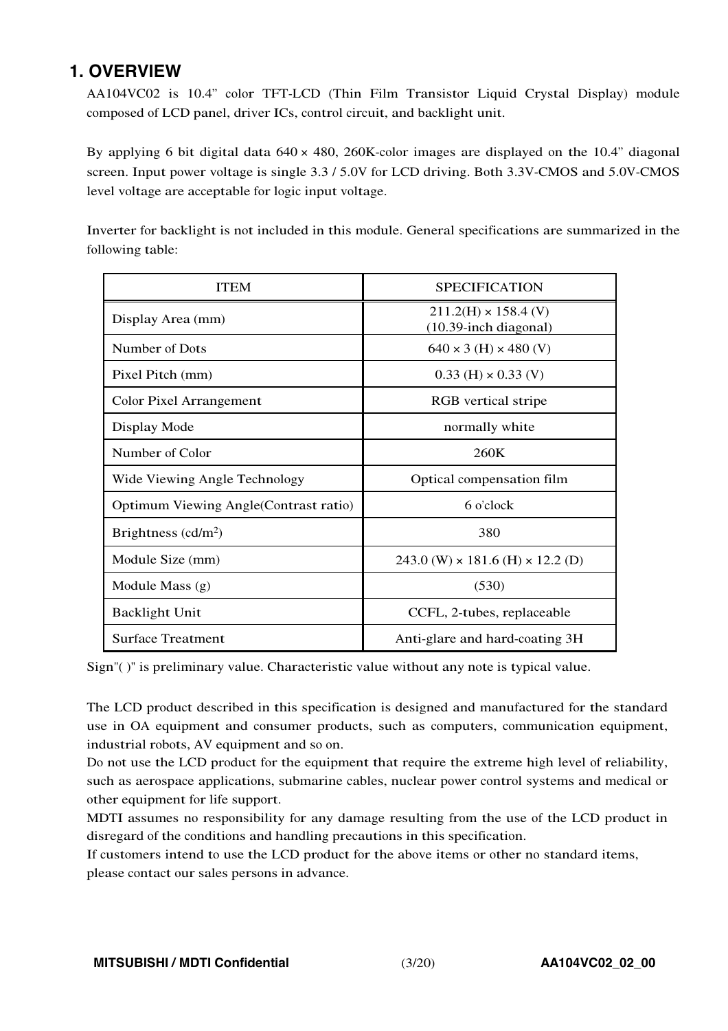## 1. OVERVIEW

AA104VC02 is 10.4" color TFT-LCD (Thin Film Transistor Liquid Crystal Display) module composed of LCD panel, driver ICs, control circuit, and backlight unit.

By applying 6 bit digital data 640 × 480, 260K-color images are displayed on the 10.4" diagonal screen. Input power voltage is single 3.3 / 5.0V for LCD driving. Both 3.3V-CMOS and 5.0V-CMOS level voltage are acceptable for logic input voltage.

Inverter for backlight is not included in this module. General specifications are summarized in the following table:

| ITEM | SPECIFICATION |
|---|---|
| Display Area (mm) | 211.2(H) × 158.4 (V)<br>(10.39-inch diagonal) |
| Number of Dots | 640 × 3 (H) × 480 (V) |
| Pixel Pitch (mm) | 0.33 (H) × 0.33 (V) |
| Color Pixel Arrangement | RGB vertical stripe |
| Display Mode | normally white |
| Number of Color | 260K |
| Wide Viewing Angle Technology | Optical compensation film |
| Optimum Viewing Angle(Contrast ratio) | 6 o'clock |
| Brightness ($cd/m^2$) | 380 |
| Module Size (mm) | 243.0 (W) × 181.6 (H) × 12.2 (D) |
| Module Mass (g) | (530) |
| Backlight Unit | CCFL, 2-tubes, replaceable |
| Surface Treatment | Anti-glare and hard-coating 3H |

Sign"( )" is preliminary value. Characteristic value without any note is typical value.

The LCD product described in this specification is designed and manufactured for the standard use in OA equipment and consumer products, such as computers, communication equipment, industrial robots, AV equipment and so on.
Do not use the LCD product for the equipment that require the extreme high level of reliability, such as aerospace applications, submarine cables, nuclear power control systems and medical or other equipment for life support.
MDTI assumes no responsibility for any damage resulting from the use of the LCD product in disregard of the conditions and handling precautions in this specification.
If customers intend to use the LCD product for the above items or other no standard items, please contact our sales persons in advance.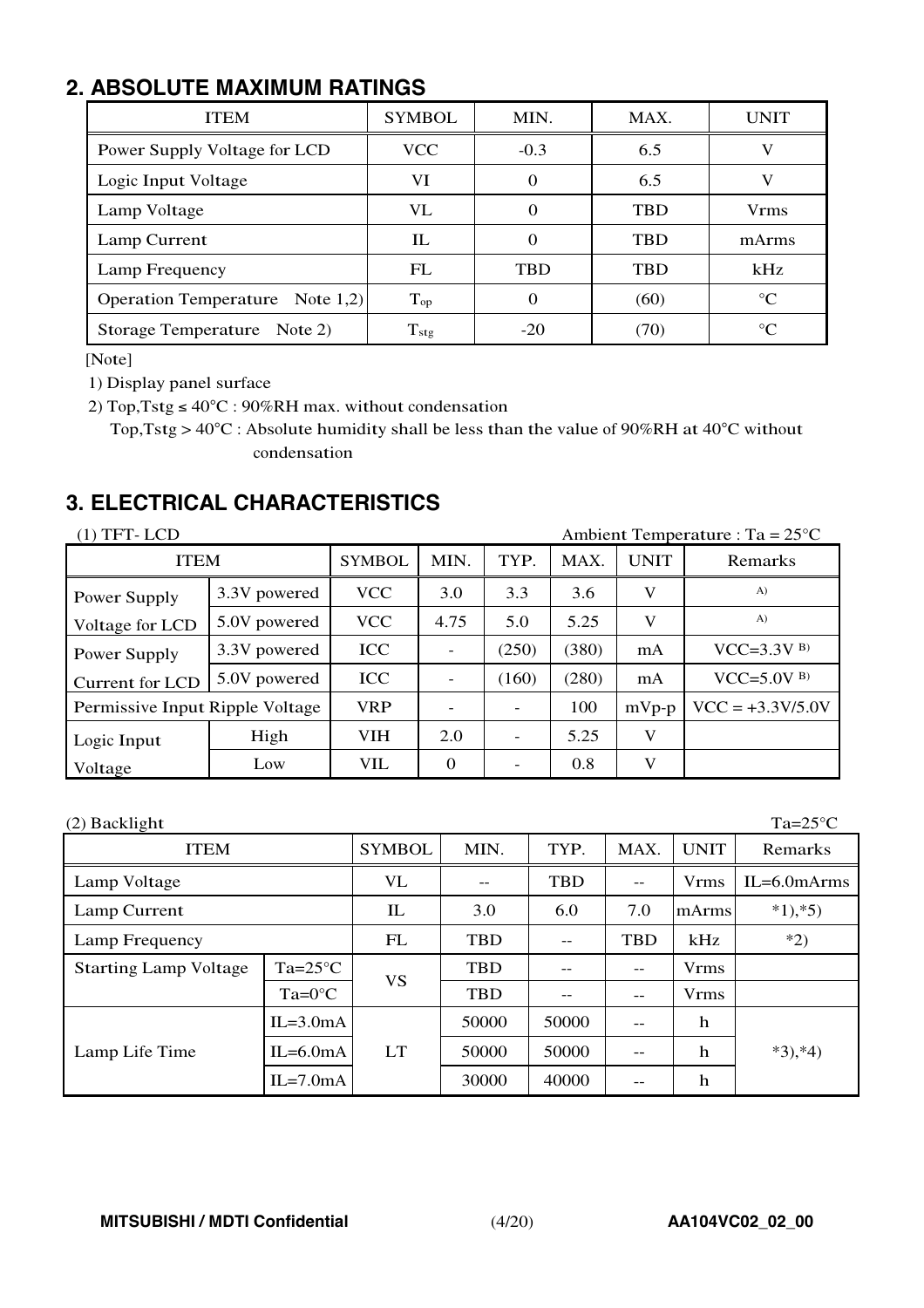## 2. ABSOLUTE MAXIMUM RATINGS

| ITEM | SYMBOL | MIN. | MAX. | UNIT |
|---|---|---|---|---|
| Power Supply Voltage for LCD | VCC | -0.3 | 6.5 | V |
| Logic Input Voltage | VI | 0 | 6.5 | V |
| Lamp Voltage | VL | 0 | TBD | Vrms |
| Lamp Current | IL | 0 | TBD | mArms |
| Lamp Frequency | FL | TBD | TBD | kHz |
| Operation Temperature Note 1,2) | $T_{op}$ | 0 | (60) | °C |
| Storage Temperature Note 2) | $T_{stg}$ | -20 | (70) | °C |

[Note]

1) Display panel surface

2) Top,Tstg ≤ 40°C : 90%RH max. without condensation

Top,Tstg > 40°C : Absolute humidity shall be less than the value of 90%RH at 40°C without condensation

## 3. ELECTRICAL CHARACTERISTICS

(1) TFT- LCD — Ambient Temperature : Ta = 25°C

| ITEM | | SYMBOL | MIN. | TYP. | MAX. | UNIT | Remarks |
|---|---|---|---|---|---|---|---|
| Power Supply Voltage for LCD | 3.3V powered | VCC | 3.0 | 3.3 | 3.6 | V | A) |
| | 5.0V powered | VCC | 4.75 | 5.0 | 5.25 | V | A) |
| Power Supply Current for LCD | 3.3V powered | ICC | - | (250) | (380) | mA | VCC=3.3V B) |
| | 5.0V powered | ICC | - | (160) | (280) | mA | VCC=5.0V B) |
| Permissive Input Ripple Voltage | | VRP | - | - | 100 | mVp-p | VCC = +3.3V/5.0V |
| Logic Input Voltage | High | VIH | 2.0 | - | 5.25 | V | |
| | Low | VIL | 0 | - | 0.8 | V | |

(2) Backlight — Ta=25°C

| ITEM | | SYMBOL | MIN. | TYP. | MAX. | UNIT | Remarks |
|---|---|---|---|---|---|---|---|
| Lamp Voltage | | VL | -- | TBD | -- | Vrms | IL=6.0mArms |
| Lamp Current | | IL | 3.0 | 6.0 | 7.0 | mArms | *1),*5) |
| Lamp Frequency | | FL | TBD | -- | TBD | kHz | *2) |
| Starting Lamp Voltage | Ta=25°C | VS | TBD | -- | -- | Vrms | |
| | Ta=0°C | | TBD | -- | -- | Vrms | |
| Lamp Life Time | IL=3.0mA | LT | 50000 | 50000 | -- | h | *3),*4) |
| | IL=6.0mA | | 50000 | 50000 | -- | h | |
| | IL=7.0mA | | 30000 | 40000 | -- | h | |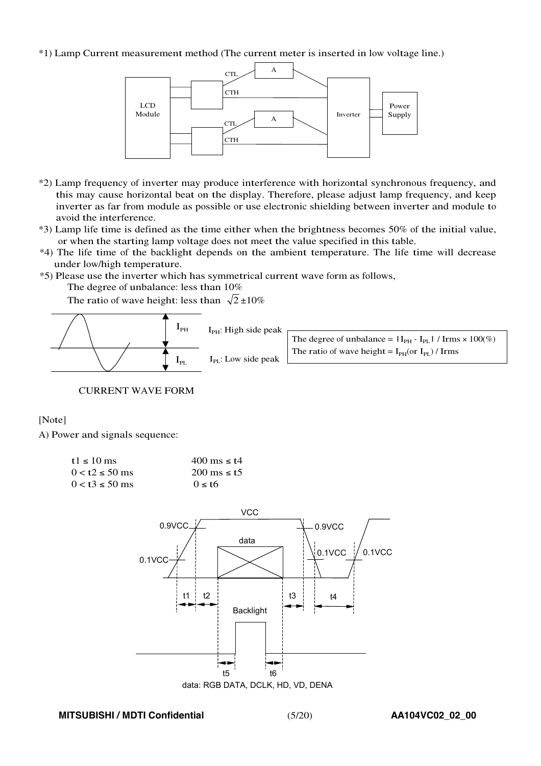*1) Lamp Current measurement method (The current meter is inserted in low voltage line.)

*2) Lamp frequency of inverter may produce interference with horizontal synchronous frequency, and this may cause horizontal beat on the display. Therefore, please adjust lamp frequency, and keep inverter as far from module as possible or use electronic shielding between inverter and module to avoid the interference.

*3) Lamp life time is defined as the time either when the brightness becomes 50% of the initial value, or when the starting lamp voltage does not meet the value specified in this table.

*4) The life time of the backlight depends on the ambient temperature. The life time will decrease under low/high temperature.

*5) Please use the inverter which has symmetrical current wave form as follows,

The degree of unbalance: less than 10%

The ratio of wave height: less than $\sqrt{2} \pm 10\%$

$I_{PH}$: High side peak

$I_{PL}$: Low side peak

The degree of unbalance = $|I_{PH} - I_{PL}|$ / Irms × 100(%)

The ratio of wave height = $I_{PH}$(or $I_{PL}$) / Irms

CURRENT WAVE FORM

[Note]

A) Power and signals sequence:

| | |
|---|---|
| t1 ≤ 10 ms | 400 ms ≤ t4 |
| 0 < t2 ≤ 50 ms | 200 ms ≤ t5 |
| 0 < t3 ≤ 50 ms | 0 ≤ t6 |

data: RGB DATA, DCLK, HD, VD, DENA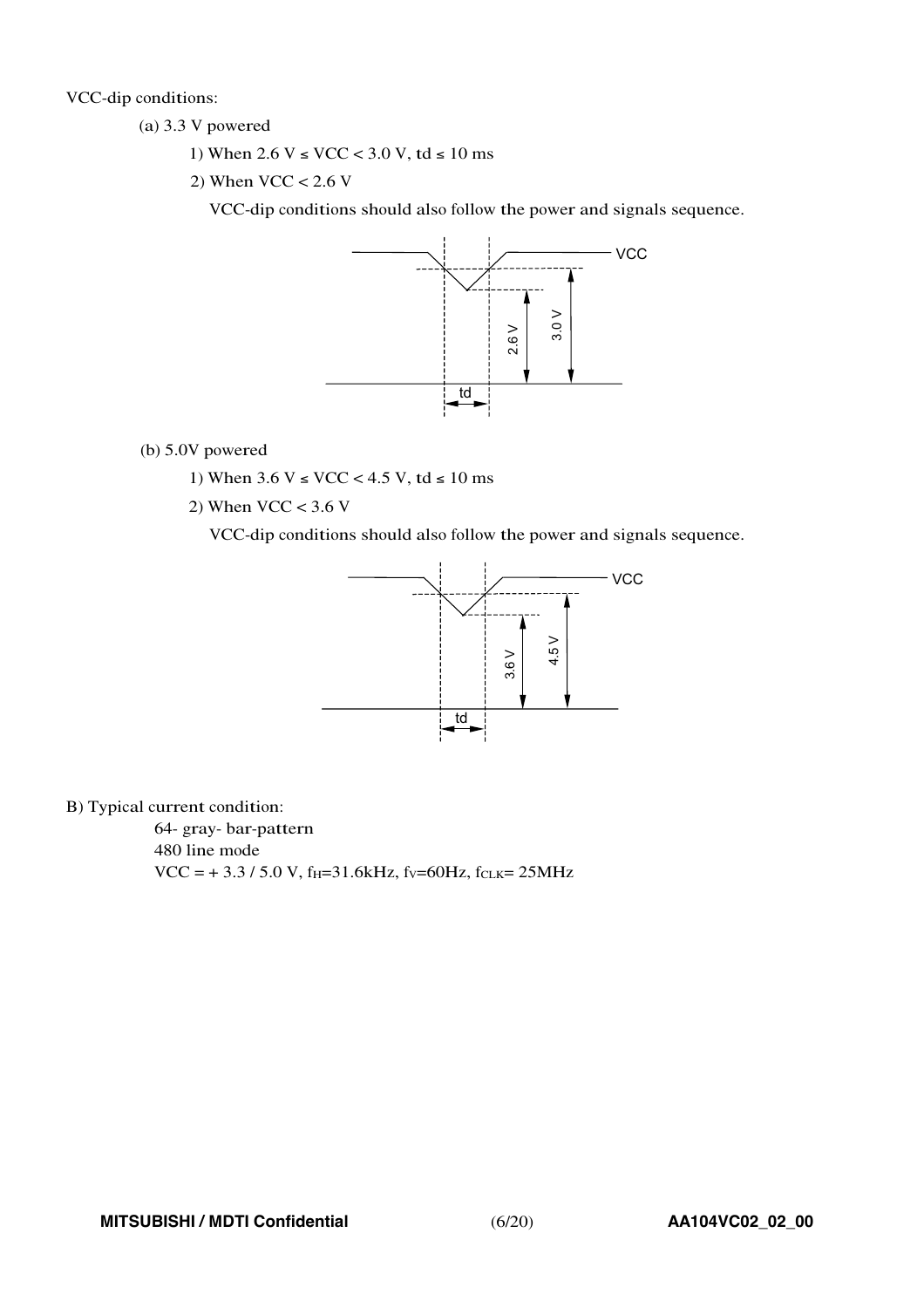VCC-dip conditions:

(a) 3.3 V powered

1) When 2.6 V ≤ VCC < 3.0 V, td ≤ 10 ms

2) When VCC < 2.6 V

VCC-dip conditions should also follow the power and signals sequence.

(b) 5.0V powered

1) When 3.6 V ≤ VCC < 4.5 V, td ≤ 10 ms

2) When VCC < 3.6 V

VCC-dip conditions should also follow the power and signals sequence.

B) Typical current condition:

64- gray- bar-pattern

480 line mode

VCC = + 3.3 / 5.0 V, $f_H$=31.6kHz, $f_V$=60Hz, $f_{CLK}$= 25MHz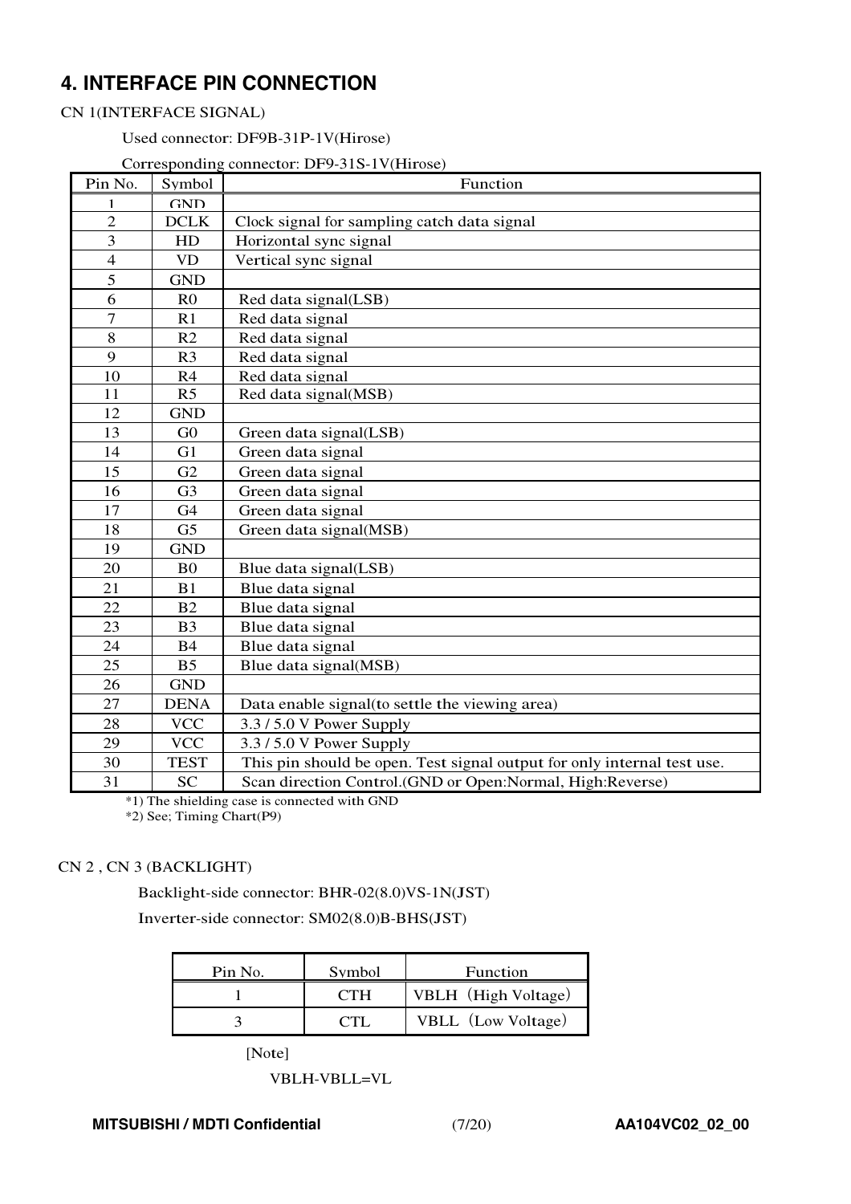## 4. INTERFACE PIN CONNECTION

CN 1(INTERFACE SIGNAL)

Used connector: DF9B-31P-1V(Hirose)

Corresponding connector: DF9-31S-1V(Hirose)

| Pin No. | Symbol | Function |
|---|---|---|
| 1 | GND | |
| 2 | DCLK | Clock signal for sampling catch data signal |
| 3 | HD | Horizontal sync signal |
| 4 | VD | Vertical sync signal |
| 5 | GND | |
| 6 | R0 | Red data signal(LSB) |
| 7 | R1 | Red data signal |
| 8 | R2 | Red data signal |
| 9 | R3 | Red data signal |
| 10 | R4 | Red data signal |
| 11 | R5 | Red data signal(MSB) |
| 12 | GND | |
| 13 | G0 | Green data signal(LSB) |
| 14 | G1 | Green data signal |
| 15 | G2 | Green data signal |
| 16 | G3 | Green data signal |
| 17 | G4 | Green data signal |
| 18 | G5 | Green data signal(MSB) |
| 19 | GND | |
| 20 | B0 | Blue data signal(LSB) |
| 21 | B1 | Blue data signal |
| 22 | B2 | Blue data signal |
| 23 | B3 | Blue data signal |
| 24 | B4 | Blue data signal |
| 25 | B5 | Blue data signal(MSB) |
| 26 | GND | |
| 27 | DENA | Data enable signal(to settle the viewing area) |
| 28 | VCC | 3.3 / 5.0 V Power Supply |
| 29 | VCC | 3.3 / 5.0 V Power Supply |
| 30 | TEST | This pin should be open. Test signal output for only internal test use. |
| 31 | SC | Scan direction Control.(GND or Open:Normal, High:Reverse) |

*1) The shielding case is connected with GND

*2) See; Timing Chart(P9)

CN 2 , CN 3 (BACKLIGHT)

Backlight-side connector: BHR-02(8.0)VS-1N(JST)

Inverter-side connector: SM02(8.0)B-BHS(JST)

| Pin No. | Symbol | Function |
|---|---|---|
| 1 | CTH | VBLH（High Voltage） |
| 3 | CTL | VBLL（Low Voltage） |

[Note]

VBLH-VBLL=VL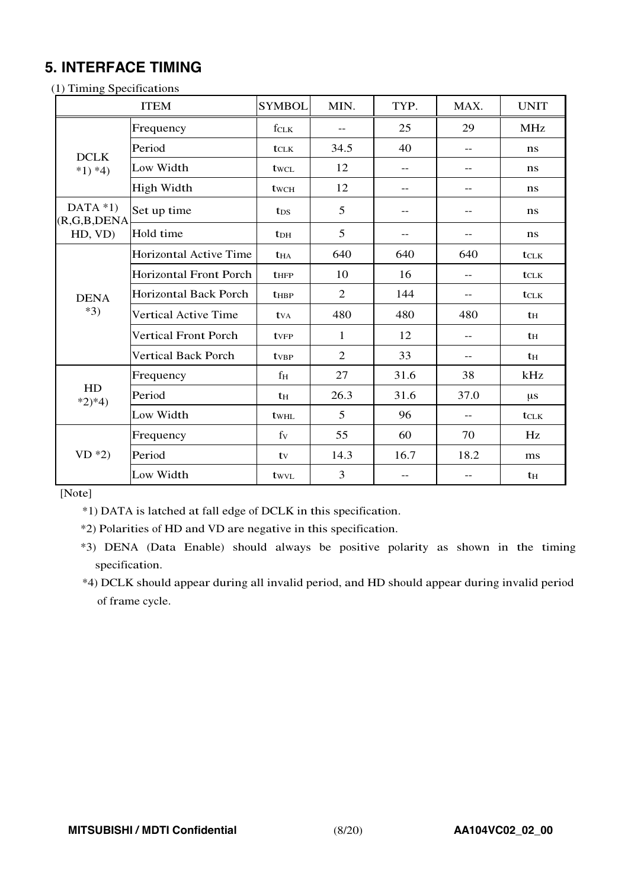## 5. INTERFACE TIMING

(1) Timing Specifications

| ITEM | | SYMBOL | MIN. | TYP. | MAX. | UNIT |
|---|---|---|---|---|---|---|
| DCLK *1) *4) | Frequency | $f_{CLK}$ | -- | 25 | 29 | MHz |
| | Period | $t_{CLK}$ | 34.5 | 40 | -- | ns |
| | Low Width | $t_{WCL}$ | 12 | -- | -- | ns |
| | High Width | $t_{WCH}$ | 12 | -- | -- | ns |
| DATA *1) (R,G,B,DENA HD, VD) | Set up time | $t_{DS}$ | 5 | -- | -- | ns |
| | Hold time | $t_{DH}$ | 5 | -- | -- | ns |
| DENA *3) | Horizontal Active Time | $t_{HA}$ | 640 | 640 | 640 | $t_{CLK}$ |
| | Horizontal Front Porch | $t_{HFP}$ | 10 | 16 | -- | $t_{CLK}$ |
| | Horizontal Back Porch | $t_{HBP}$ | 2 | 144 | -- | $t_{CLK}$ |
| | Vertical Active Time | $t_{VA}$ | 480 | 480 | 480 | $t_H$ |
| | Vertical Front Porch | $t_{VFP}$ | 1 | 12 | -- | $t_H$ |
| | Vertical Back Porch | $t_{VBP}$ | 2 | 33 | -- | $t_H$ |
| HD *2)*4) | Frequency | $f_H$ | 27 | 31.6 | 38 | kHz |
| | Period | $t_H$ | 26.3 | 31.6 | 37.0 | μs |
| | Low Width | $t_{WHL}$ | 5 | 96 | -- | $t_{CLK}$ |
| VD *2) | Frequency | $f_V$ | 55 | 60 | 70 | Hz |
| | Period | $t_V$ | 14.3 | 16.7 | 18.2 | ms |
| | Low Width | $t_{WVL}$ | 3 | -- | -- | $t_H$ |

[Note]

*1) DATA is latched at fall edge of DCLK in this specification.

*2) Polarities of HD and VD are negative in this specification.

*3) DENA (Data Enable) should always be positive polarity as shown in the timing specification.

*4) DCLK should appear during all invalid period, and HD should appear during invalid period of frame cycle.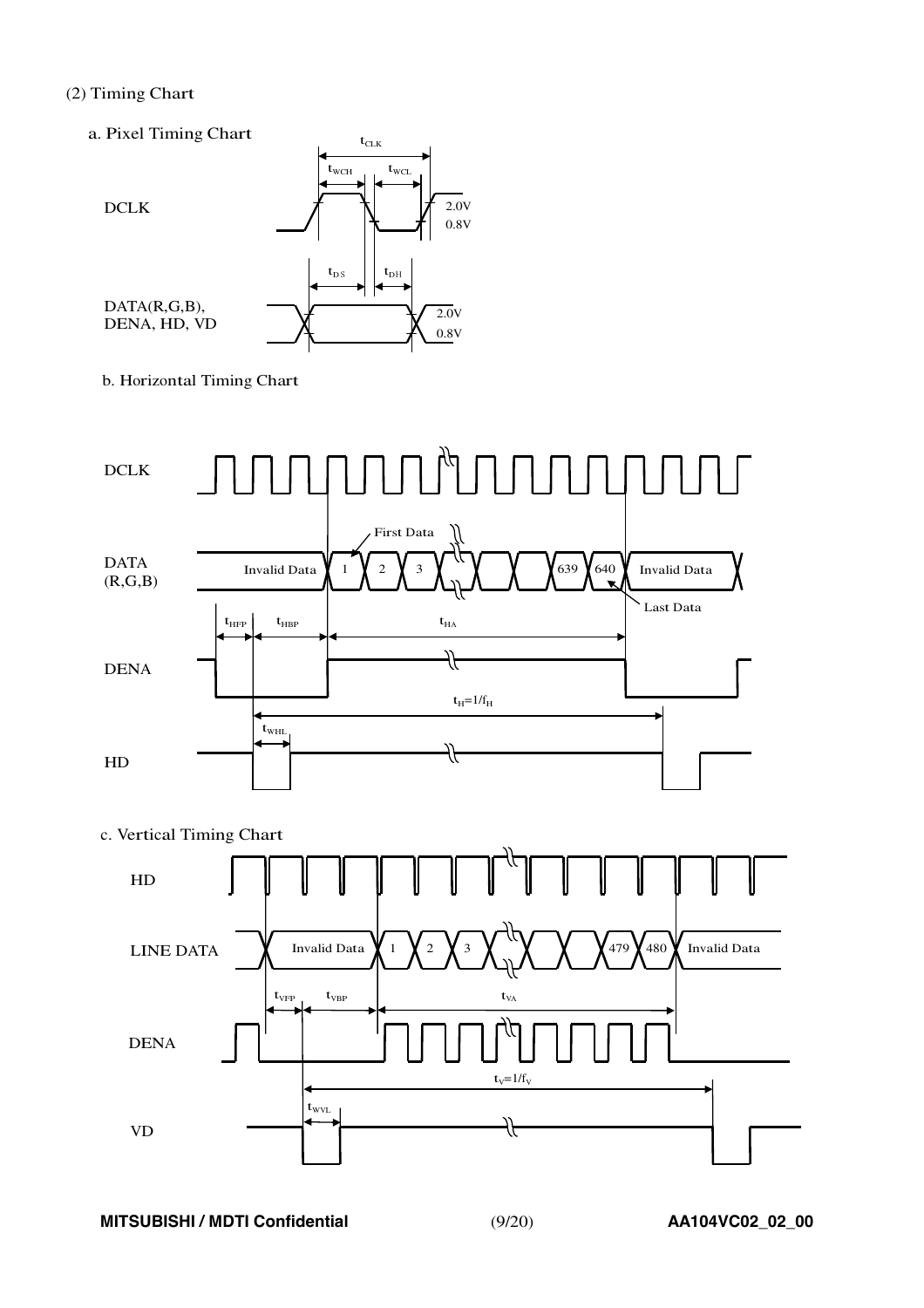(2) Timing Chart

a. Pixel Timing Chart

$t_{CLK}$

$t_{WCH}$ $t_{WCL}$

DCLK

2.0V
0.8V

$t_{DS}$ $t_{DH}$

DATA(R,G,B),
DENA, HD, VD

2.0V
0.8V

b. Horizontal Timing Chart

DCLK

First Data

DATA (R,G,B)

Invalid Data 1 2 3 639 640 Invalid Data

Last Data

$t_{HFP}$ $t_{HBP}$ $t_{HA}$

DENA

$t_H=1/f_H$

$t_{WHL}$

HD

c. Vertical Timing Chart

HD

LINE DATA

Invalid Data 1 2 3 479 480 Invalid Data

$t_{VFP}$ $t_{VBP}$ $t_{VA}$

DENA

$t_V=1/f_V$

$t_{WVL}$

VD

**MITSUBISHI / MDTI Confidential** **AA104VC02_02_00**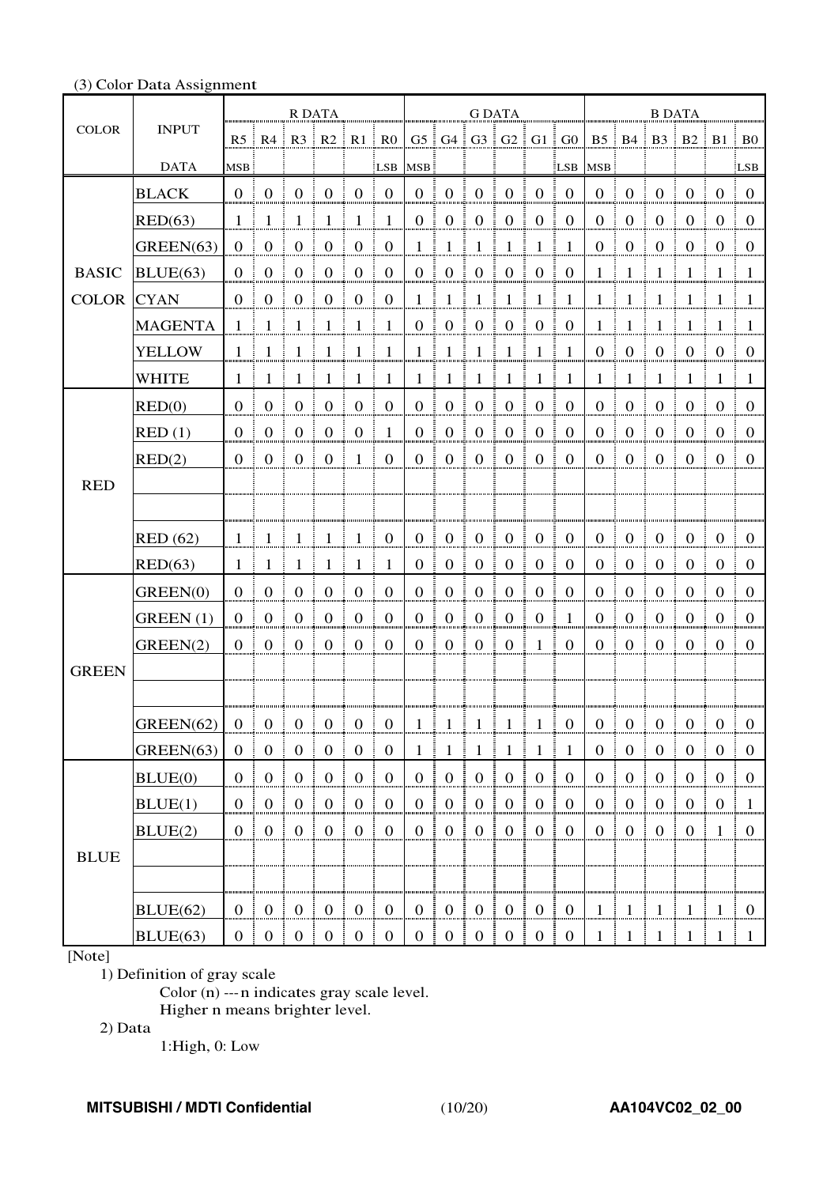(3) Color Data Assignment

| COLOR | INPUT | R DATA | | | | | | G DATA | | | | | | B DATA | | | | | |
|---|---|---|---|---|---|---|---|---|---|---|---|---|---|---|---|---|---|---|---|
| | | R5 | R4 | R3 | R2 | R1 | R0 | G5 | G4 | G3 | G2 | G1 | G0 | B5 | B4 | B3 | B2 | B1 | B0 |
| | DATA | MSB | | | | | LSB | MSB | | | | | LSB | MSB | | | | | LSB |
| BASIC COLOR | BLACK | 0 | 0 | 0 | 0 | 0 | 0 | 0 | 0 | 0 | 0 | 0 | 0 | 0 | 0 | 0 | 0 | 0 | 0 |
| | RED(63) | 1 | 1 | 1 | 1 | 1 | 1 | 0 | 0 | 0 | 0 | 0 | 0 | 0 | 0 | 0 | 0 | 0 | 0 |
| | GREEN(63) | 0 | 0 | 0 | 0 | 0 | 0 | 1 | 1 | 1 | 1 | 1 | 1 | 0 | 0 | 0 | 0 | 0 | 0 |
| | BLUE(63) | 0 | 0 | 0 | 0 | 0 | 0 | 0 | 0 | 0 | 0 | 0 | 0 | 1 | 1 | 1 | 1 | 1 | 1 |
| | CYAN | 0 | 0 | 0 | 0 | 0 | 0 | 1 | 1 | 1 | 1 | 1 | 1 | 1 | 1 | 1 | 1 | 1 | 1 |
| | MAGENTA | 1 | 1 | 1 | 1 | 1 | 1 | 0 | 0 | 0 | 0 | 0 | 0 | 1 | 1 | 1 | 1 | 1 | 1 |
| | YELLOW | 1 | 1 | 1 | 1 | 1 | 1 | 1 | 1 | 1 | 1 | 1 | 1 | 0 | 0 | 0 | 0 | 0 | 0 |
| | WHITE | 1 | 1 | 1 | 1 | 1 | 1 | 1 | 1 | 1 | 1 | 1 | 1 | 1 | 1 | 1 | 1 | 1 | 1 |
| RED | RED(0) | 0 | 0 | 0 | 0 | 0 | 0 | 0 | 0 | 0 | 0 | 0 | 0 | 0 | 0 | 0 | 0 | 0 | 0 |
| | RED (1) | 0 | 0 | 0 | 0 | 0 | 1 | 0 | 0 | 0 | 0 | 0 | 0 | 0 | 0 | 0 | 0 | 0 | 0 |
| | RED(2) | 0 | 0 | 0 | 0 | 1 | 0 | 0 | 0 | 0 | 0 | 0 | 0 | 0 | 0 | 0 | 0 | 0 | 0 |
| | | | | | | | | | | | | | | | | | | | |
| | | | | | | | | | | | | | | | | | | | |
| | RED (62) | 1 | 1 | 1 | 1 | 1 | 0 | 0 | 0 | 0 | 0 | 0 | 0 | 0 | 0 | 0 | 0 | 0 | 0 |
| | RED(63) | 1 | 1 | 1 | 1 | 1 | 1 | 0 | 0 | 0 | 0 | 0 | 0 | 0 | 0 | 0 | 0 | 0 | 0 |
| GREEN | GREEN(0) | 0 | 0 | 0 | 0 | 0 | 0 | 0 | 0 | 0 | 0 | 0 | 0 | 0 | 0 | 0 | 0 | 0 | 0 |
| | GREEN (1) | 0 | 0 | 0 | 0 | 0 | 0 | 0 | 0 | 0 | 0 | 0 | 1 | 0 | 0 | 0 | 0 | 0 | 0 |
| | GREEN(2) | 0 | 0 | 0 | 0 | 0 | 0 | 0 | 0 | 0 | 0 | 1 | 0 | 0 | 0 | 0 | 0 | 0 | 0 |
| | | | | | | | | | | | | | | | | | | | |
| | | | | | | | | | | | | | | | | | | | |
| | GREEN(62) | 0 | 0 | 0 | 0 | 0 | 0 | 1 | 1 | 1 | 1 | 1 | 0 | 0 | 0 | 0 | 0 | 0 | 0 |
| | GREEN(63) | 0 | 0 | 0 | 0 | 0 | 0 | 1 | 1 | 1 | 1 | 1 | 1 | 0 | 0 | 0 | 0 | 0 | 0 |
| BLUE | BLUE(0) | 0 | 0 | 0 | 0 | 0 | 0 | 0 | 0 | 0 | 0 | 0 | 0 | 0 | 0 | 0 | 0 | 0 | 0 |
| | BLUE(1) | 0 | 0 | 0 | 0 | 0 | 0 | 0 | 0 | 0 | 0 | 0 | 0 | 0 | 0 | 0 | 0 | 0 | 1 |
| | BLUE(2) | 0 | 0 | 0 | 0 | 0 | 0 | 0 | 0 | 0 | 0 | 0 | 0 | 0 | 0 | 0 | 0 | 1 | 0 |
| | | | | | | | | | | | | | | | | | | | |
| | | | | | | | | | | | | | | | | | | | |
| | BLUE(62) | 0 | 0 | 0 | 0 | 0 | 0 | 0 | 0 | 0 | 0 | 0 | 0 | 1 | 1 | 1 | 1 | 1 | 0 |
| | BLUE(63) | 0 | 0 | 0 | 0 | 0 | 0 | 0 | 0 | 0 | 0 | 0 | 0 | 1 | 1 | 1 | 1 | 1 | 1 |

[Note]

1) Definition of gray scale

Color (n) --- n indicates gray scale level.
Higher n means brighter level.

2) Data

1:High, 0: Low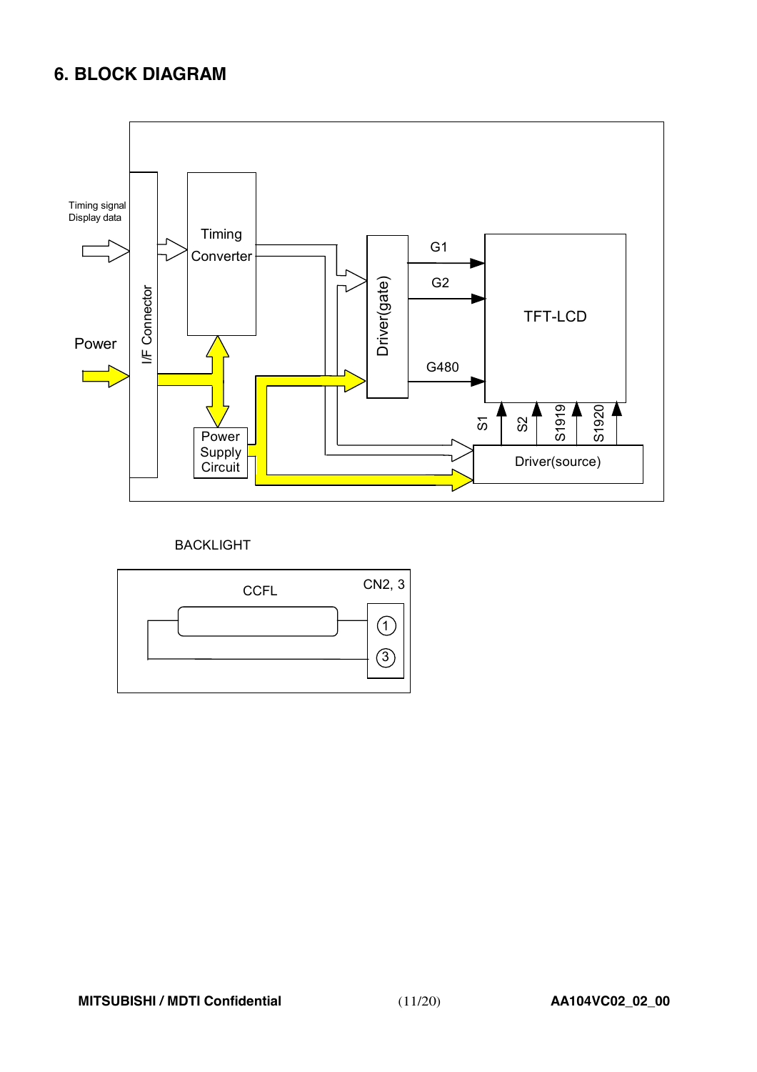# 6. BLOCK DIAGRAM

Timing signal
Display data

Power

I/F Connector

Timing Converter

Power Supply Circuit

Driver(gate)

G1

G2

G480

TFT-LCD

S1 S2 S1919 S1920

Driver(source)

BACKLIGHT

CCFL

CN2, 3

①

③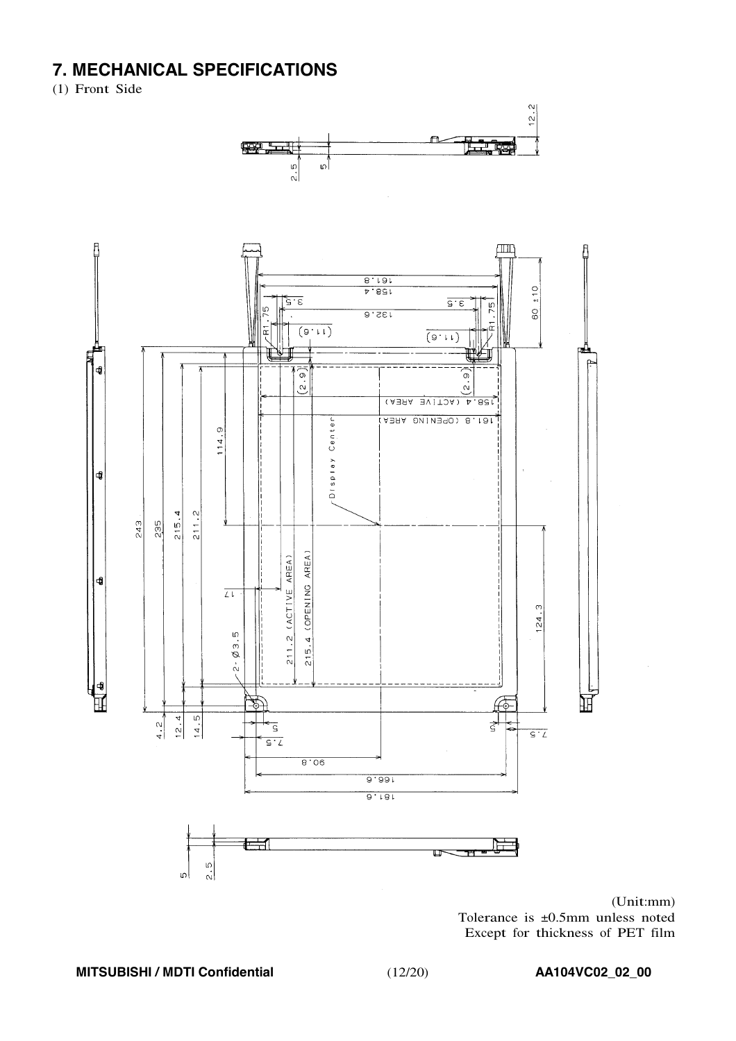# 7. MECHANICAL SPECIFICATIONS

(1) Front Side

(Unit:mm)
Tolerance is ±0.5mm unless noted
Except for thickness of PET film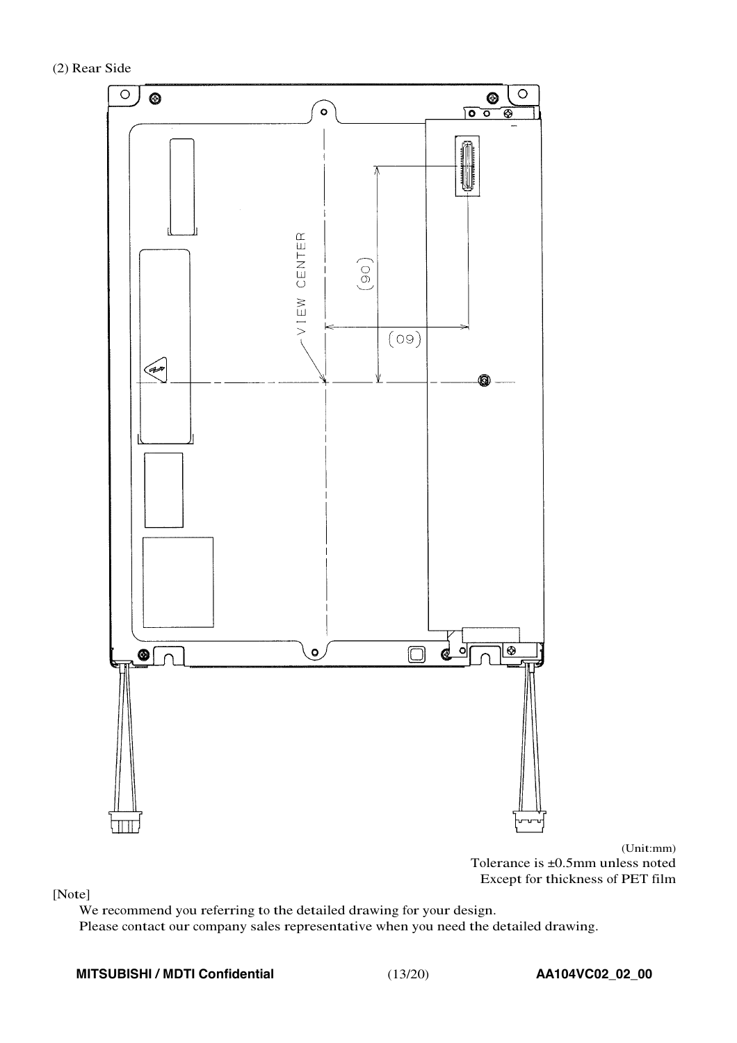(2) Rear Side

VIEW CENTER

(90)

(09)

(Unit:mm)
Tolerance is ±0.5mm unless noted
Except for thickness of PET film

[Note]

We recommend you referring to the detailed drawing for your design.
Please contact our company sales representative when you need the detailed drawing.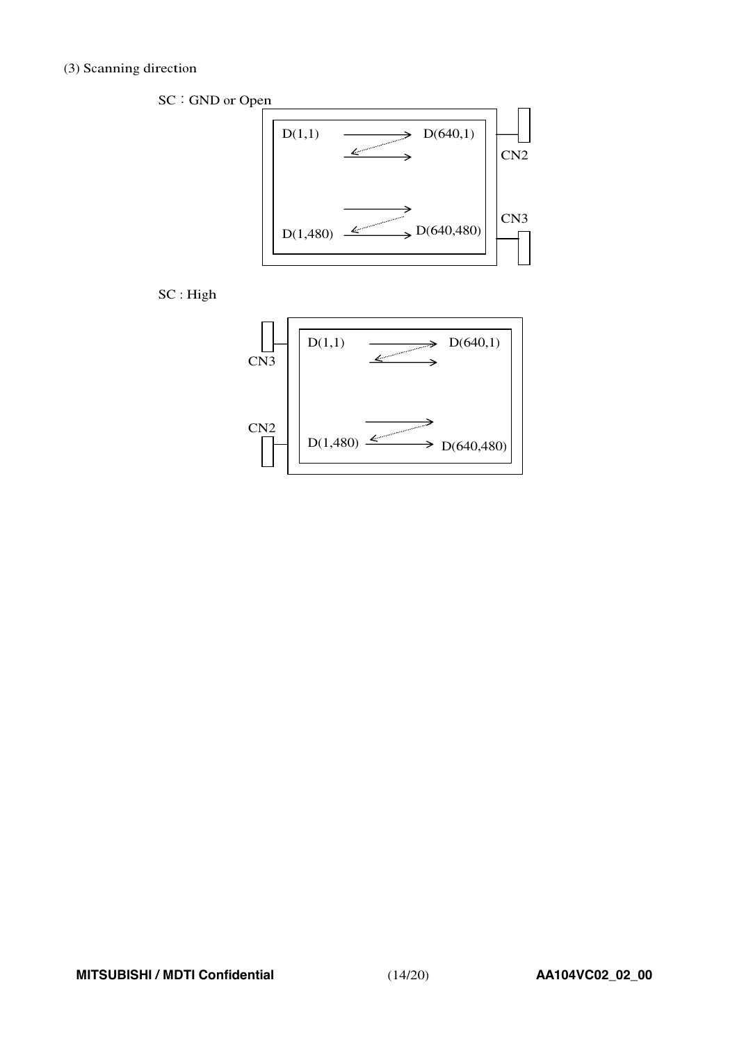(3) Scanning direction

SC：GND or Open

D(1,1) → D(640,1)

D(1,480) → D(640,480)

CN2

CN3

SC : High

D(1,1) → D(640,1)

D(1,480) → D(640,480)

CN3

CN2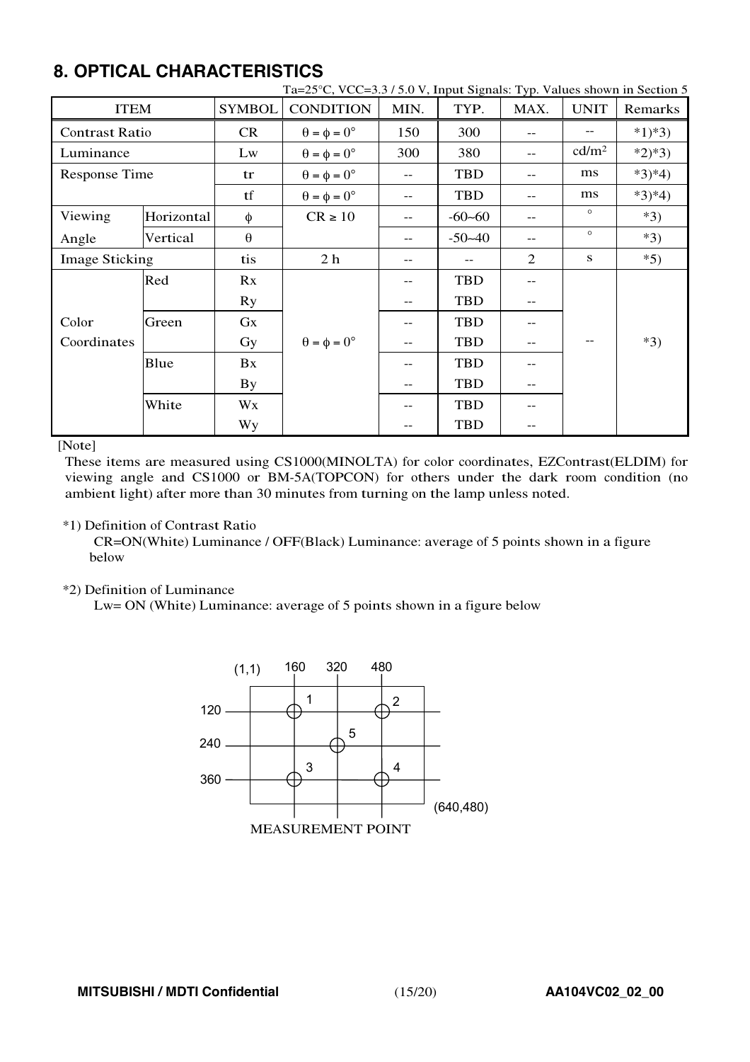## 8. OPTICAL CHARACTERISTICS

Ta=25°C, VCC=3.3 / 5.0 V, Input Signals: Typ. Values shown in Section 5

| ITEM | | SYMBOL | CONDITION | MIN. | TYP. | MAX. | UNIT | Remarks |
|---|---|---|---|---|---|---|---|---|
| Contrast Ratio | | CR | $\theta = \phi = 0°$ | 150 | 300 | -- | -- | *1)*3) |
| Luminance | | Lw | $\theta = \phi = 0°$ | 300 | 380 | -- | cd/m$^2$ | *2)*3) |
| Response Time | | tr | $\theta = \phi = 0°$ | -- | TBD | -- | ms | *3)*4) |
| | | tf | $\theta = \phi = 0°$ | -- | TBD | -- | ms | *3)*4) |
| Viewing Angle | Horizontal | $\phi$ | CR ≥ 10 | -- | -60~60 | -- | ° | *3) |
| | Vertical | $\theta$ | | -- | -50~40 | -- | ° | *3) |
| Image Sticking | | tis | 2 h | -- | -- | 2 | s | *5) |
| Color Coordinates | Red | Rx | $\theta = \phi = 0°$ | -- | TBD | -- | -- | *3) |
| | | Ry | | -- | TBD | -- | | |
| | Green | Gx | | -- | TBD | -- | | |
| | | Gy | | -- | TBD | -- | | |
| | Blue | Bx | | -- | TBD | -- | | |
| | | By | | -- | TBD | -- | | |
| | White | Wx | | -- | TBD | -- | | |
| | | Wy | | -- | TBD | -- | | |

[Note]

These items are measured using CS1000(MINOLTA) for color coordinates, EZContrast(ELDIM) for viewing angle and CS1000 or BM-5A(TOPCON) for others under the dark room condition (no ambient light) after more than 30 minutes from turning on the lamp unless noted.

*1) Definition of Contrast Ratio

CR=ON(White) Luminance / OFF(Black) Luminance: average of 5 points shown in a figure below

*2) Definition of Luminance

Lw= ON (White) Luminance: average of 5 points shown in a figure below

(1,1) 160 320 480

120 — 1 — 2

240 — 5

360 — 3 — 4

(640,480)

MEASUREMENT POINT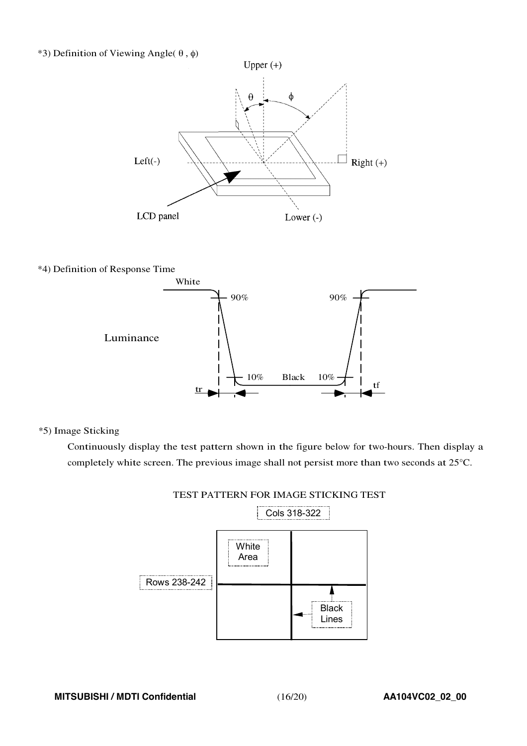*3) Definition of Viewing Angle( θ , ϕ)

Upper (+)

θ ϕ

Left(-) Right (+)

LCD panel Lower (-)

*4) Definition of Response Time

White

90% 90%

Luminance

10% Black 10%

tr tf

*5) Image Sticking

Continuously display the test pattern shown in the figure below for two-hours. Then display a completely white screen. The previous image shall not persist more than two seconds at 25°C.

TEST PATTERN FOR IMAGE STICKING TEST

Cols 318-322

White Area

Rows 238-242

Black Lines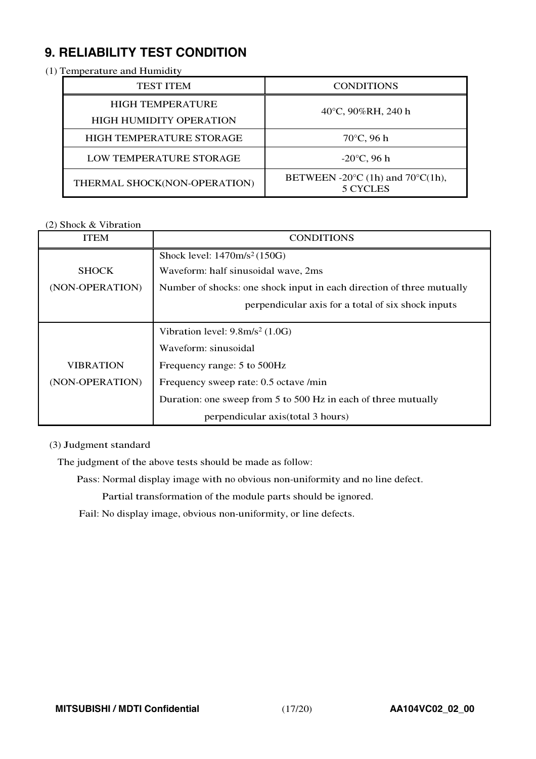## 9. RELIABILITY TEST CONDITION

(1) Temperature and Humidity

| TEST ITEM | CONDITIONS |
|---|---|
| HIGH TEMPERATURE HIGH HUMIDITY OPERATION | 40°C, 90%RH, 240 h |
| HIGH TEMPERATURE STORAGE | 70°C, 96 h |
| LOW TEMPERATURE STORAGE | -20°C, 96 h |
| THERMAL SHOCK(NON-OPERATION) | BETWEEN -20°C (1h) and 70°C(1h), 5 CYCLES |

(2) Shock & Vibration

| ITEM | CONDITIONS |
|---|---|
| SHOCK (NON-OPERATION) | Shock level: 1470m/s$^2$ (150G)<br>Waveform: half sinusoidal wave, 2ms<br>Number of shocks: one shock input in each direction of three mutually perpendicular axis for a total of six shock inputs |
| VIBRATION (NON-OPERATION) | Vibration level: 9.8m/s$^2$ (1.0G)<br>Waveform: sinusoidal<br>Frequency range: 5 to 500Hz<br>Frequency sweep rate: 0.5 octave /min<br>Duration: one sweep from 5 to 500 Hz in each of three mutually perpendicular axis(total 3 hours) |

(3) Judgment standard

The judgment of the above tests should be made as follow:

Pass: Normal display image with no obvious non-uniformity and no line defect.
Partial transformation of the module parts should be ignored.

Fail: No display image, obvious non-uniformity, or line defects.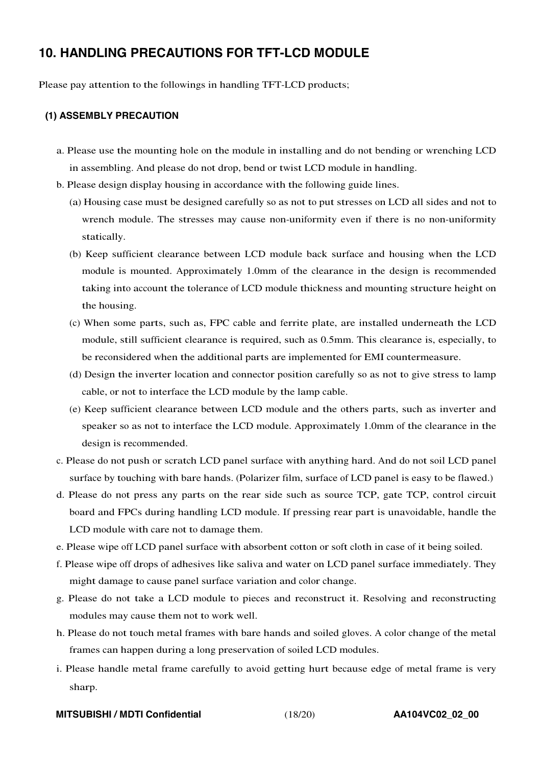## 10. HANDLING PRECAUTIONS FOR TFT-LCD MODULE

Please pay attention to the followings in handling TFT-LCD products;

### (1) ASSEMBLY PRECAUTION

a. Please use the mounting hole on the module in installing and do not bending or wrenching LCD in assembling. And please do not drop, bend or twist LCD module in handling.

b. Please design display housing in accordance with the following guide lines.

  (a) Housing case must be designed carefully so as not to put stresses on LCD all sides and not to wrench module. The stresses may cause non-uniformity even if there is no non-uniformity statically.

  (b) Keep sufficient clearance between LCD module back surface and housing when the LCD module is mounted. Approximately 1.0mm of the clearance in the design is recommended taking into account the tolerance of LCD module thickness and mounting structure height on the housing.

  (c) When some parts, such as, FPC cable and ferrite plate, are installed underneath the LCD module, still sufficient clearance is required, such as 0.5mm. This clearance is, especially, to be reconsidered when the additional parts are implemented for EMI countermeasure.

  (d) Design the inverter location and connector position carefully so as not to give stress to lamp cable, or not to interface the LCD module by the lamp cable.

  (e) Keep sufficient clearance between LCD module and the others parts, such as inverter and speaker so as not to interface the LCD module. Approximately 1.0mm of the clearance in the design is recommended.

c. Please do not push or scratch LCD panel surface with anything hard. And do not soil LCD panel surface by touching with bare hands. (Polarizer film, surface of LCD panel is easy to be flawed.)

d. Please do not press any parts on the rear side such as source TCP, gate TCP, control circuit board and FPCs during handling LCD module. If pressing rear part is unavoidable, handle the LCD module with care not to damage them.

e. Please wipe off LCD panel surface with absorbent cotton or soft cloth in case of it being soiled.

f. Please wipe off drops of adhesives like saliva and water on LCD panel surface immediately. They might damage to cause panel surface variation and color change.

g. Please do not take a LCD module to pieces and reconstruct it. Resolving and reconstructing modules may cause them not to work well.

h. Please do not touch metal frames with bare hands and soiled gloves. A color change of the metal frames can happen during a long preservation of soiled LCD modules.

i. Please handle metal frame carefully to avoid getting hurt because edge of metal frame is very sharp.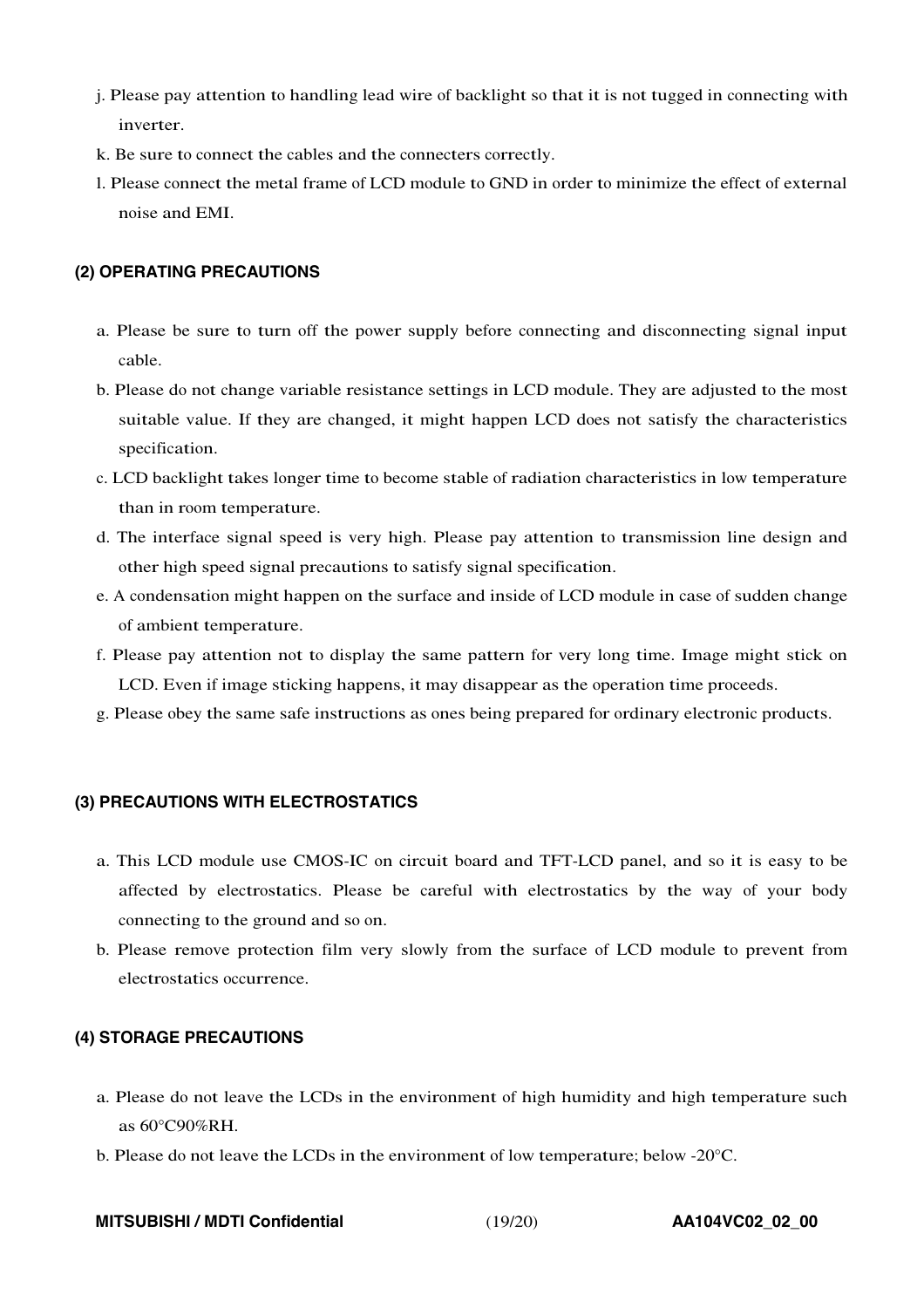j. Please pay attention to handling lead wire of backlight so that it is not tugged in connecting with inverter.

k. Be sure to connect the cables and the connecters correctly.

l. Please connect the metal frame of LCD module to GND in order to minimize the effect of external noise and EMI.

#### (2) OPERATING PRECAUTIONS

a. Please be sure to turn off the power supply before connecting and disconnecting signal input cable.

b. Please do not change variable resistance settings in LCD module. They are adjusted to the most suitable value. If they are changed, it might happen LCD does not satisfy the characteristics specification.

c. LCD backlight takes longer time to become stable of radiation characteristics in low temperature than in room temperature.

d. The interface signal speed is very high. Please pay attention to transmission line design and other high speed signal precautions to satisfy signal specification.

e. A condensation might happen on the surface and inside of LCD module in case of sudden change of ambient temperature.

f. Please pay attention not to display the same pattern for very long time. Image might stick on LCD. Even if image sticking happens, it may disappear as the operation time proceeds.

g. Please obey the same safe instructions as ones being prepared for ordinary electronic products.

#### (3) PRECAUTIONS WITH ELECTROSTATICS

a. This LCD module use CMOS-IC on circuit board and TFT-LCD panel, and so it is easy to be affected by electrostatics. Please be careful with electrostatics by the way of your body connecting to the ground and so on.

b. Please remove protection film very slowly from the surface of LCD module to prevent from electrostatics occurrence.

#### (4) STORAGE PRECAUTIONS

a. Please do not leave the LCDs in the environment of high humidity and high temperature such as 60°C90%RH.

b. Please do not leave the LCDs in the environment of low temperature; below -20°C.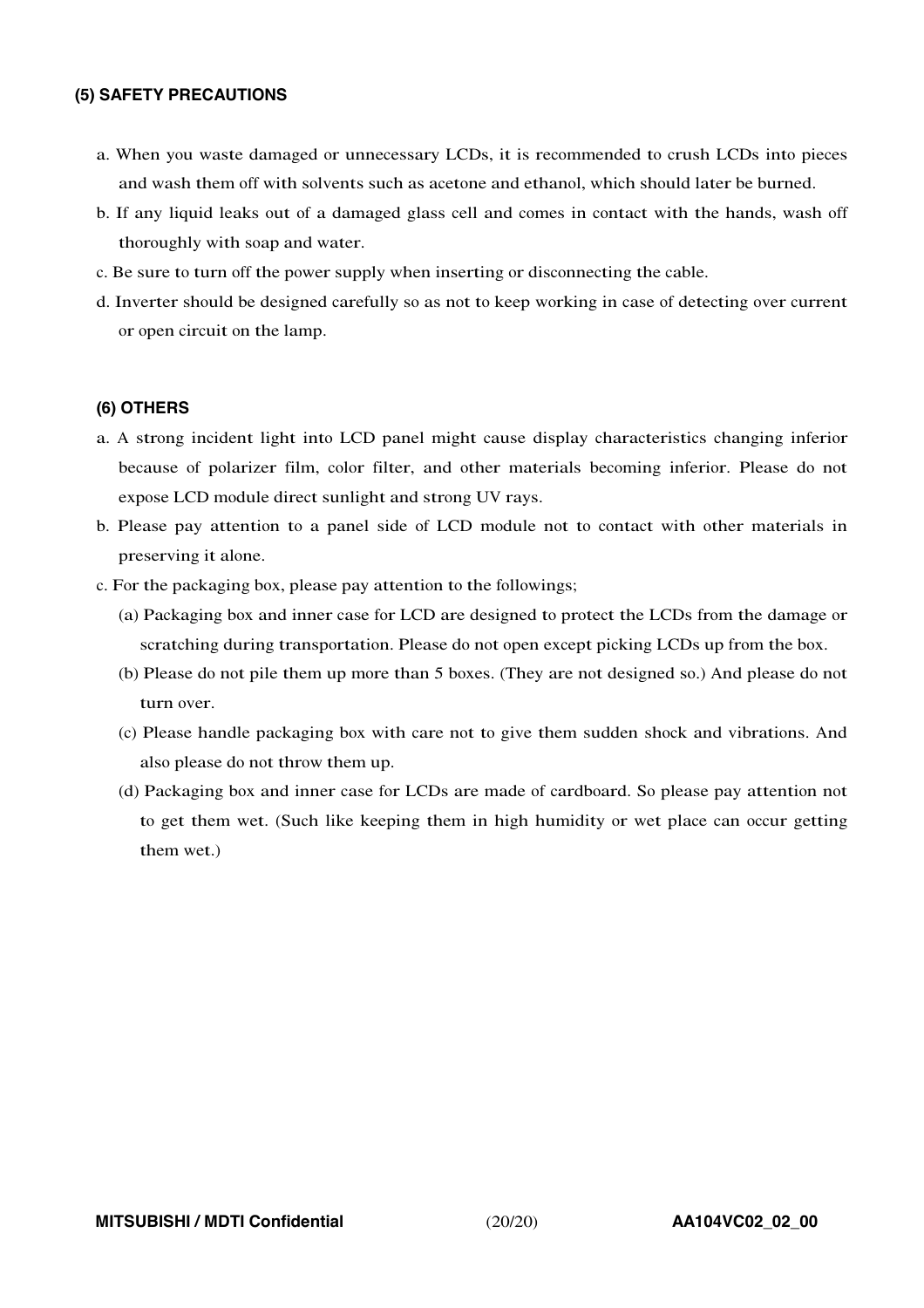### (5) SAFETY PRECAUTIONS

a. When you waste damaged or unnecessary LCDs, it is recommended to crush LCDs into pieces and wash them off with solvents such as acetone and ethanol, which should later be burned.

b. If any liquid leaks out of a damaged glass cell and comes in contact with the hands, wash off thoroughly with soap and water.

c. Be sure to turn off the power supply when inserting or disconnecting the cable.

d. Inverter should be designed carefully so as not to keep working in case of detecting over current or open circuit on the lamp.

### (6) OTHERS

a. A strong incident light into LCD panel might cause display characteristics changing inferior because of polarizer film, color filter, and other materials becoming inferior. Please do not expose LCD module direct sunlight and strong UV rays.

b. Please pay attention to a panel side of LCD module not to contact with other materials in preserving it alone.

c. For the packaging box, please pay attention to the followings;

(a) Packaging box and inner case for LCD are designed to protect the LCDs from the damage or scratching during transportation. Please do not open except picking LCDs up from the box.

(b) Please do not pile them up more than 5 boxes. (They are not designed so.) And please do not turn over.

(c) Please handle packaging box with care not to give them sudden shock and vibrations. And also please do not throw them up.

(d) Packaging box and inner case for LCDs are made of cardboard. So please pay attention not to get them wet. (Such like keeping them in high humidity or wet place can occur getting them wet.)